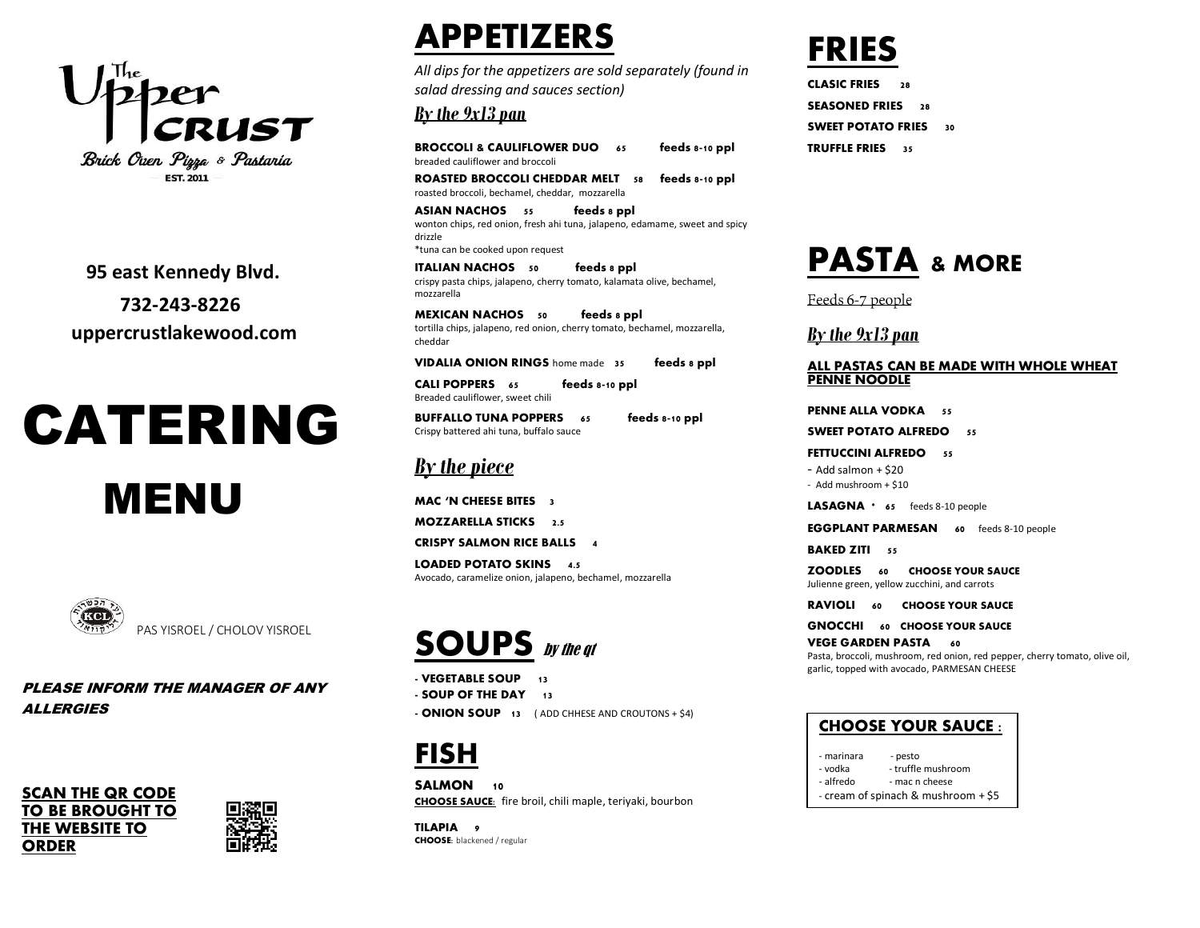The Upper Crust
Brick Oven Pizza & Pastaria
EST. 2011

**95 east Kennedy Blvd.**

**732-243-8226**

**uppercrustlakewood.com**

# CATERING MENU

PAS YISROEL / CHOLOV YISROEL

***PLEASE INFORM THE MANAGER OF ANY ALLERGIES***

**SCAN THE QR CODE TO BE BROUGHT TO THE WEBSITE TO ORDER**

# APPETIZERS

*All dips for the appetizers are sold separately (found in salad dressing and sauces section)*

## *By the 9x13 pan*

**BROCCOLI & CAULIFLOWER DUO** 65 **feeds 8-10 ppl**
breaded cauliflower and broccoli

**ROASTED BROCCOLI CHEDDAR MELT** 58 **feeds 8-10 ppl**
roasted broccoli, bechamel, cheddar, mozzarella

**ASIAN NACHOS** 55 **feeds 8 ppl**
wonton chips, red onion, fresh ahi tuna, jalapeno, edamame, sweet and spicy drizzle
*tuna can be cooked upon request

**ITALIAN NACHOS** 50 **feeds 8 ppl**
crispy pasta chips, jalapeno, cherry tomato, kalamata olive, bechamel, mozzarella

**MEXICAN NACHOS** 50 **feeds 8 ppl**
tortilla chips, jalapeno, red onion, cherry tomato, bechamel, mozzarella, cheddar

**VIDALIA ONION RINGS** home made 35 **feeds 8 ppl**

**CALI POPPERS** 65 **feeds 8-10 ppl**
Breaded cauliflower, sweet chili

**BUFFALLO TUNA POPPERS** 65 **feeds 8-10 ppl**
Crispy battered ahi tuna, buffalo sauce

## *By the piece*

**MAC 'N CHEESE BITES** 3

**MOZZARELLA STICKS** 2.5

**CRISPY SALMON RICE BALLS** 4

**LOADED POTATO SKINS** 4.5
Avocado, caramelize onion, jalapeno, bechamel, mozzarella

# SOUPS *by the qt*

- **VEGETABLE SOUP** 13
- **SOUP OF THE DAY** 13
- **ONION SOUP** 13 ( ADD CHHESE AND CROUTONS + $4)

# FISH

**SALMON** 10
**CHOOSE SAUCE**: fire broil, chili maple, teriyaki, bourbon

**TILAPIA** 9
**CHOOSE**: blackened / regular

# FRIES

**CLASIC FRIES** 28

**SEASONED FRIES** 28

**SWEET POTATO FRIES** 30

**TRUFFLE FRIES** 35

# PASTA & MORE

Feeds 6-7 people

## *By the 9x13 pan*

**ALL PASTAS CAN BE MADE WITH WHOLE WHEAT PENNE NOODLE**

**PENNE ALLA VODKA** 55

**SWEET POTATO ALFREDO** 55

**FETTUCCINI ALFREDO** 55
- Add salmon + $20
- Add mushroom + $10

**LASAGNA** * 65 feeds 8-10 people

**EGGPLANT PARMESAN** 60 feeds 8-10 people

**BAKED ZITI** 55

**ZOODLES** 60 **CHOOSE YOUR SAUCE**
Julienne green, yellow zucchini, and carrots

**RAVIOLI** 60 **CHOOSE YOUR SAUCE**

**GNOCCHI** 60 **CHOOSE YOUR SAUCE**

**VEGE GARDEN PASTA** 60
Pasta, broccoli, mushroom, red onion, red pepper, cherry tomato, olive oil, garlic, topped with avocado, PARMESAN CHEESE

### CHOOSE YOUR SAUCE :

- marinara
- pesto
- vodka
- truffle mushroom
- alfredo
- mac n cheese
- cream of spinach & mushroom + $5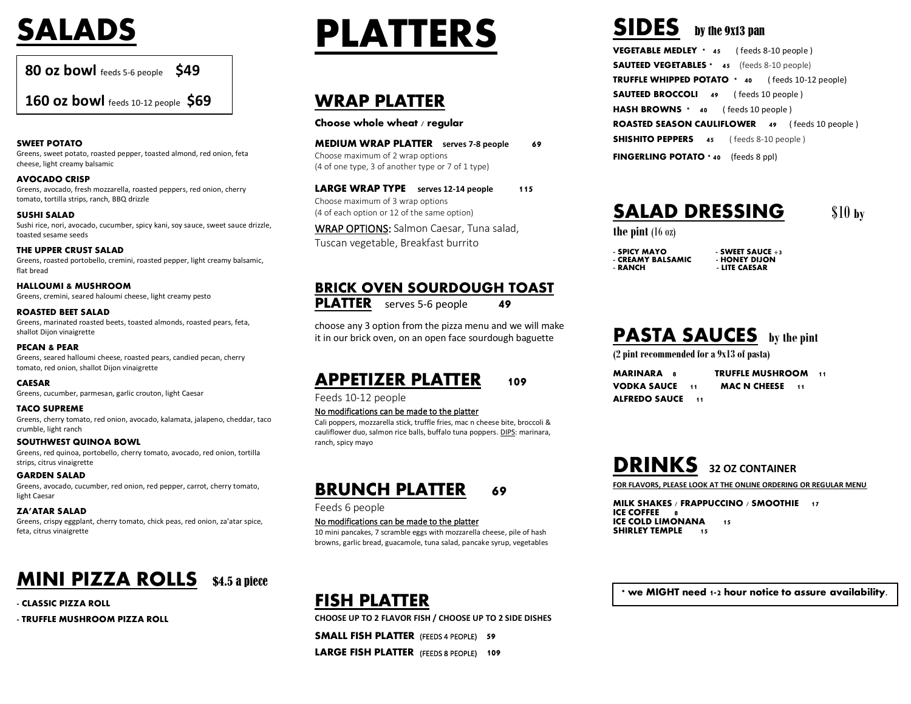# SALADS

**80 oz bowl** feeds 5-6 people **$49**

**160 oz bowl** feeds 10-12 people **$69**

**SWEET POTATO**
Greens, sweet potato, roasted pepper, toasted almond, red onion, feta cheese, light creamy balsamic

**AVOCADO CRISP**
Greens, avocado, fresh mozzarella, roasted peppers, red onion, cherry tomato, tortilla strips, ranch, BBQ drizzle

**SUSHI SALAD**
Sushi rice, nori, avocado, cucumber, spicy kani, soy sauce, sweet sauce drizzle, toasted sesame seeds

**THE UPPER CRUST SALAD**
Greens, roasted portobello, cremini, roasted pepper, light creamy balsamic, flat bread

**HALLOUMI & MUSHROOM**
Greens, cremini, seared haloumi cheese, light creamy pesto

**ROASTED BEET SALAD**
Greens, marinated roasted beets, toasted almonds, roasted pears, feta, shallot Dijon vinaigrette

**PECAN & PEAR**
Greens, seared halloumi cheese, roasted pears, candied pecan, cherry tomato, red onion, shallot Dijon vinaigrette

**CAESAR**
Greens, cucumber, parmesan, garlic crouton, light Caesar

**TACO SUPREME**
Greens, cherry tomato, red onion, avocado, kalamata, jalapeno, cheddar, taco crumble, light ranch

**SOUTHWEST QUINOA BOWL**
Greens, red quinoa, portobello, cherry tomato, avocado, red onion, tortilla strips, citrus vinaigrette

**GARDEN SALAD**
Greens, avocado, cucumber, red onion, red pepper, carrot, cherry tomato, light Caesar

**ZA'ATAR SALAD**
Greens, crispy eggplant, cherry tomato, chick peas, red onion, za'atar spice, feta, citrus vinaigrette

# MINI PIZZA ROLLS $4.5 a piece

- CLASSIC PIZZA ROLL
- TRUFFLE MUSHROOM PIZZA ROLL

# PLATTERS

## WRAP PLATTER

**Choose whole wheat / regular**

**MEDIUM WRAP PLATTER** serves 7-8 people **69**
Choose maximum of 2 wrap options
(4 of one type, 3 of another type or 7 of 1 type)

**LARGE WRAP TYPE** serves 12-14 people **115**
Choose maximum of 3 wrap options
(4 of each option or 12 of the same option)

WRAP OPTIONS: Salmon Caesar, Tuna salad, Tuscan vegetable, Breakfast burrito

## BRICK OVEN SOURDOUGH TOAST PLATTER serves 5-6 people 49

choose any 3 option from the pizza menu and we will make it in our brick oven, on an open face sourdough baguette

## APPETIZER PLATTER 109

Feeds 10-12 people

No modifications can be made to the platter

Cali poppers, mozzarella stick, truffle fries, mac n cheese bite, broccoli & cauliflower duo, salmon rice balls, buffalo tuna poppers. DIPS: marinara, ranch, spicy mayo

## BRUNCH PLATTER 69

Feeds 6 people

No modifications can be made to the platter

10 mini pancakes, 7 scramble eggs with mozzarella cheese, pile of hash browns, garlic bread, guacamole, tuna salad, pancake syrup, vegetables

## FISH PLATTER

**CHOOSE UP TO 2 FLAVOR FISH / CHOOSE UP TO 2 SIDE DISHES**

**SMALL FISH PLATTER** (FEEDS 4 PEOPLE) **59**

**LARGE FISH PLATTER** (FEEDS 8 PEOPLE) **109**

# SIDES by the 9x13 pan

**VEGETABLE MEDLEY** * **45** ( feeds 8-10 people )
**SAUTEED VEGETABLES** * **45** (feeds 8-10 people)
**TRUFFLE WHIPPED POTATO** * **40** ( feeds 10-12 people)
**SAUTEED BROCCOLI** **49** ( feeds 10 people )
**HASH BROWNS** * **40** ( feeds 10 people )
**ROASTED SEASON CAULIFLOWER** **49** ( feeds 10 people )
**SHISHITO PEPPERS** **45** ( feeds 8-10 people )
**FINGERLING POTATO** * **40** (feeds 8 ppl)

# SALAD DRESSING $10 by the pint (16 oz)

- SPICY MAYO
- CREAMY BALSAMIC
- RANCH
- SWEET SAUCE +3
- HONEY DIJON
- LITE CAESAR

# PASTA SAUCES by the pint

**(2 pint recommended for a 9x13 of pasta)**

**MARINARA** 8
**VODKA SAUCE** 11
**ALFREDO SAUCE** 11
**TRUFFLE MUSHROOM** 11
**MAC N CHEESE** 11

# DRINKS 32 OZ CONTAINER

FOR FLAVORS, PLEASE LOOK AT THE ONLINE ORDERING OR REGULAR MENU

**MILK SHAKES / FRAPPUCCINO / SMOOTHIE** 17
**ICE COFFEE** 8
**ICE COLD LIMONANA** 15
**SHIRLEY TEMPLE** 15

* we MIGHT need 1-2 hour notice to assure availability.